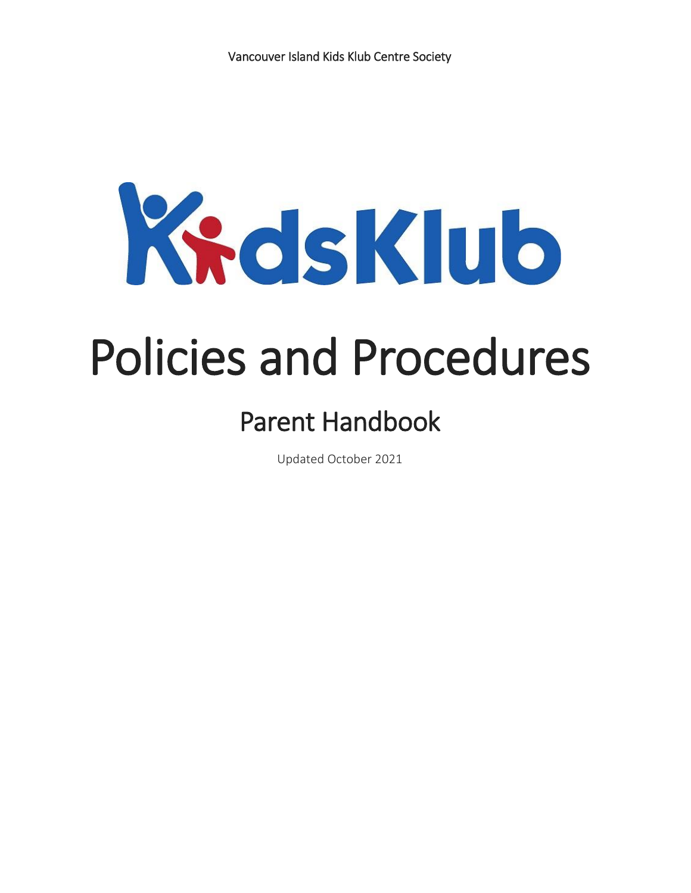Vancouver Island Kids Klub Centre Society

KidsKlub

# Policies and Procedures

## Parent Handbook

Updated October 2021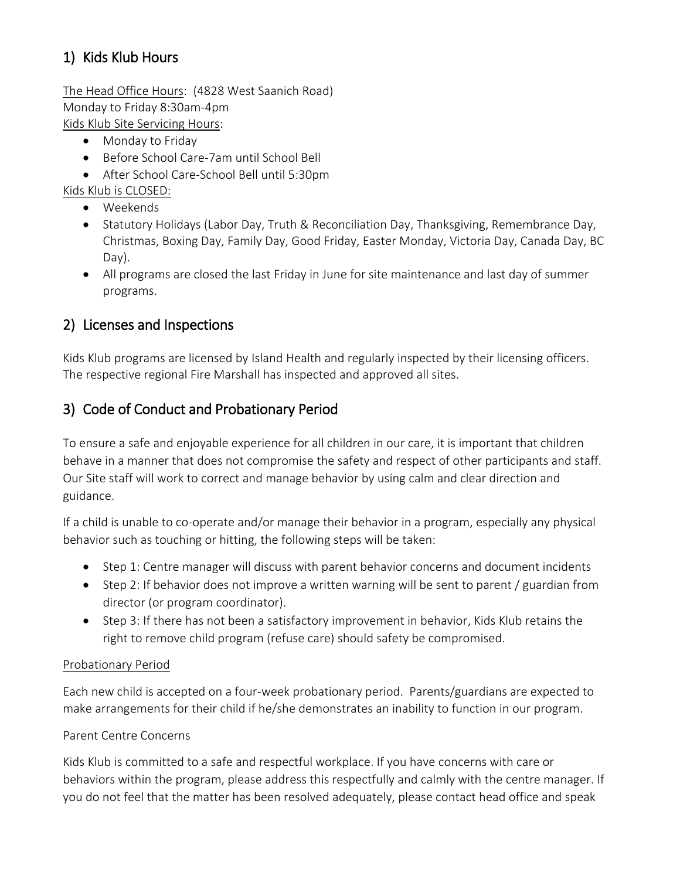## 1) Kids Klub Hours

The Head Office Hours: (4828 West Saanich Road)
Monday to Friday 8:30am-4pm

Kids Klub Site Servicing Hours:

- Monday to Friday
- Before School Care-7am until School Bell
- After School Care-School Bell until 5:30pm

Kids Klub is CLOSED:

- Weekends
- Statutory Holidays (Labor Day, Truth & Reconciliation Day, Thanksgiving, Remembrance Day, Christmas, Boxing Day, Family Day, Good Friday, Easter Monday, Victoria Day, Canada Day, BC Day).
- All programs are closed the last Friday in June for site maintenance and last day of summer programs.

## 2) Licenses and Inspections

Kids Klub programs are licensed by Island Health and regularly inspected by their licensing officers. The respective regional Fire Marshall has inspected and approved all sites.

## 3) Code of Conduct and Probationary Period

To ensure a safe and enjoyable experience for all children in our care, it is important that children behave in a manner that does not compromise the safety and respect of other participants and staff. Our Site staff will work to correct and manage behavior by using calm and clear direction and guidance.

If a child is unable to co-operate and/or manage their behavior in a program, especially any physical behavior such as touching or hitting, the following steps will be taken:

- Step 1: Centre manager will discuss with parent behavior concerns and document incidents
- Step 2: If behavior does not improve a written warning will be sent to parent / guardian from director (or program coordinator).
- Step 3: If there has not been a satisfactory improvement in behavior, Kids Klub retains the right to remove child program (refuse care) should safety be compromised.

Probationary Period

Each new child is accepted on a four-week probationary period. Parents/guardians are expected to make arrangements for their child if he/she demonstrates an inability to function in our program.

Parent Centre Concerns

Kids Klub is committed to a safe and respectful workplace. If you have concerns with care or behaviors within the program, please address this respectfully and calmly with the centre manager. If you do not feel that the matter has been resolved adequately, please contact head office and speak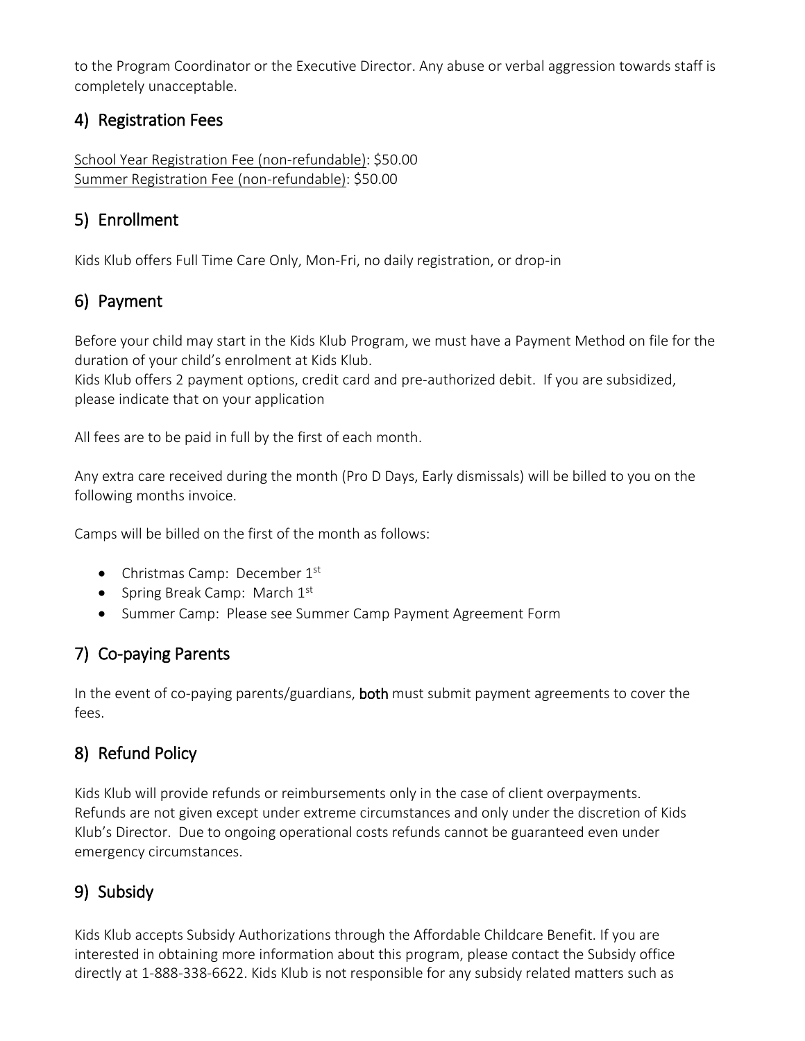to the Program Coordinator or the Executive Director. Any abuse or verbal aggression towards staff is completely unacceptable.

## 4) Registration Fees

School Year Registration Fee (non-refundable): $50.00
Summer Registration Fee (non-refundable): $50.00

## 5) Enrollment

Kids Klub offers Full Time Care Only, Mon-Fri, no daily registration, or drop-in

## 6) Payment

Before your child may start in the Kids Klub Program, we must have a Payment Method on file for the duration of your child's enrolment at Kids Klub.
Kids Klub offers 2 payment options, credit card and pre-authorized debit. If you are subsidized, please indicate that on your application

All fees are to be paid in full by the first of each month.

Any extra care received during the month (Pro D Days, Early dismissals) will be billed to you on the following months invoice.

Camps will be billed on the first of the month as follows:

- Christmas Camp: December 1st
- Spring Break Camp: March 1st
- Summer Camp: Please see Summer Camp Payment Agreement Form

## 7) Co-paying Parents

In the event of co-paying parents/guardians, **both** must submit payment agreements to cover the fees.

## 8) Refund Policy

Kids Klub will provide refunds or reimbursements only in the case of client overpayments. Refunds are not given except under extreme circumstances and only under the discretion of Kids Klub's Director. Due to ongoing operational costs refunds cannot be guaranteed even under emergency circumstances.

## 9) Subsidy

Kids Klub accepts Subsidy Authorizations through the Affordable Childcare Benefit. If you are interested in obtaining more information about this program, please contact the Subsidy office directly at 1-888-338-6622. Kids Klub is not responsible for any subsidy related matters such as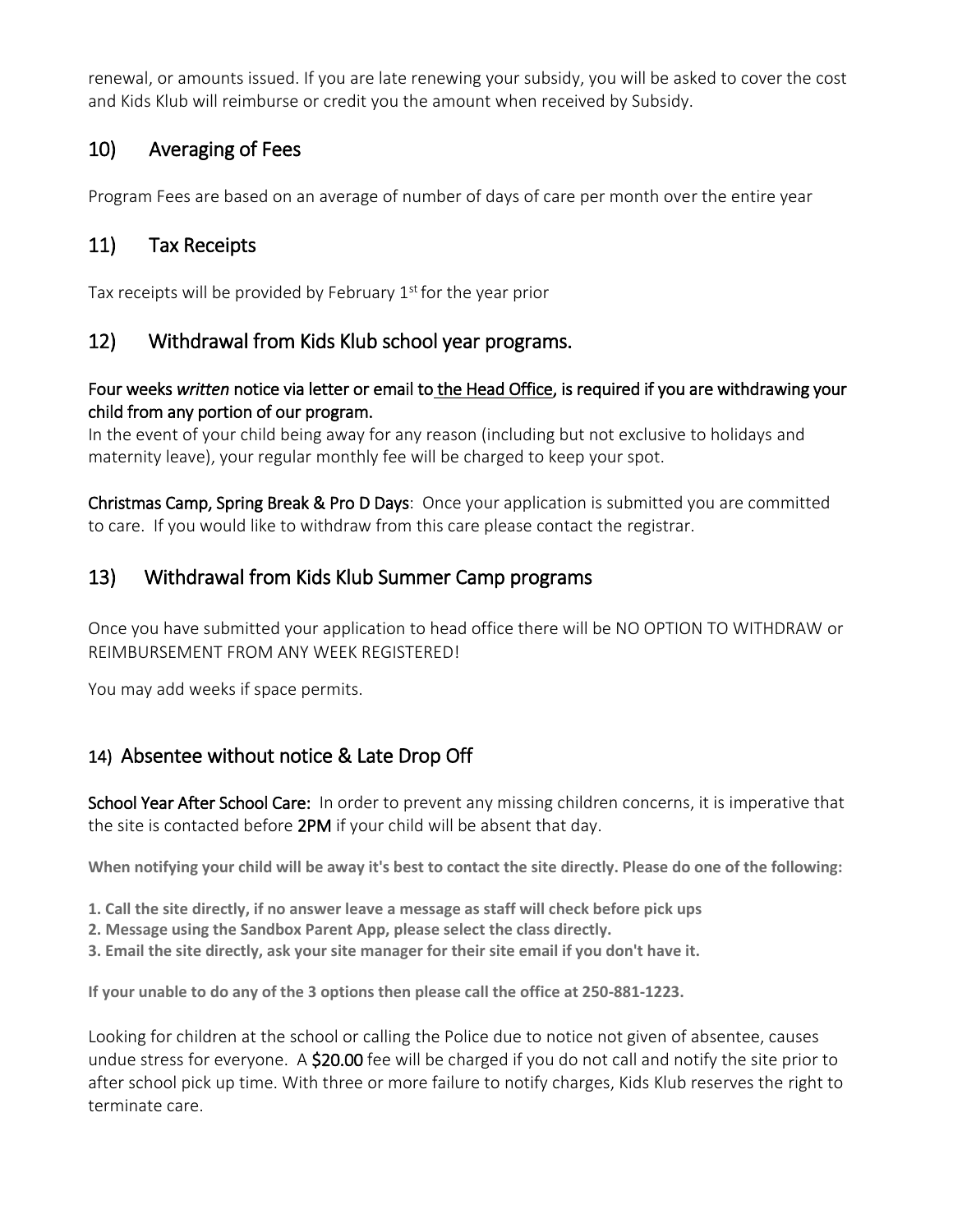renewal, or amounts issued. If you are late renewing your subsidy, you will be asked to cover the cost and Kids Klub will reimburse or credit you the amount when received by Subsidy.

## 10) Averaging of Fees

Program Fees are based on an average of number of days of care per month over the entire year

## 11) Tax Receipts

Tax receipts will be provided by February 1st for the year prior

## 12) Withdrawal from Kids Klub school year programs.

**Four weeks *written* notice via letter or email to the Head Office, is required if you are withdrawing your child from any portion of our program.**

In the event of your child being away for any reason (including but not exclusive to holidays and maternity leave), your regular monthly fee will be charged to keep your spot.

**Christmas Camp, Spring Break & Pro D Days**: Once your application is submitted you are committed to care. If you would like to withdraw from this care please contact the registrar.

## 13) Withdrawal from Kids Klub Summer Camp programs

Once you have submitted your application to head office there will be NO OPTION TO WITHDRAW or REIMBURSEMENT FROM ANY WEEK REGISTERED!

You may add weeks if space permits.

## 14) Absentee without notice & Late Drop Off

**School Year After School Care:** In order to prevent any missing children concerns, it is imperative that the site is contacted before **2PM** if your child will be absent that day.

**When notifying your child will be away it's best to contact the site directly. Please do one of the following:**

**1. Call the site directly, if no answer leave a message as staff will check before pick ups**
**2. Message using the Sandbox Parent App, please select the class directly.**
**3. Email the site directly, ask your site manager for their site email if you don't have it.**

**If your unable to do any of the 3 options then please call the office at 250-881-1223.**

Looking for children at the school or calling the Police due to notice not given of absentee, causes undue stress for everyone. A **$20.00** fee will be charged if you do not call and notify the site prior to after school pick up time. With three or more failure to notify charges, Kids Klub reserves the right to terminate care.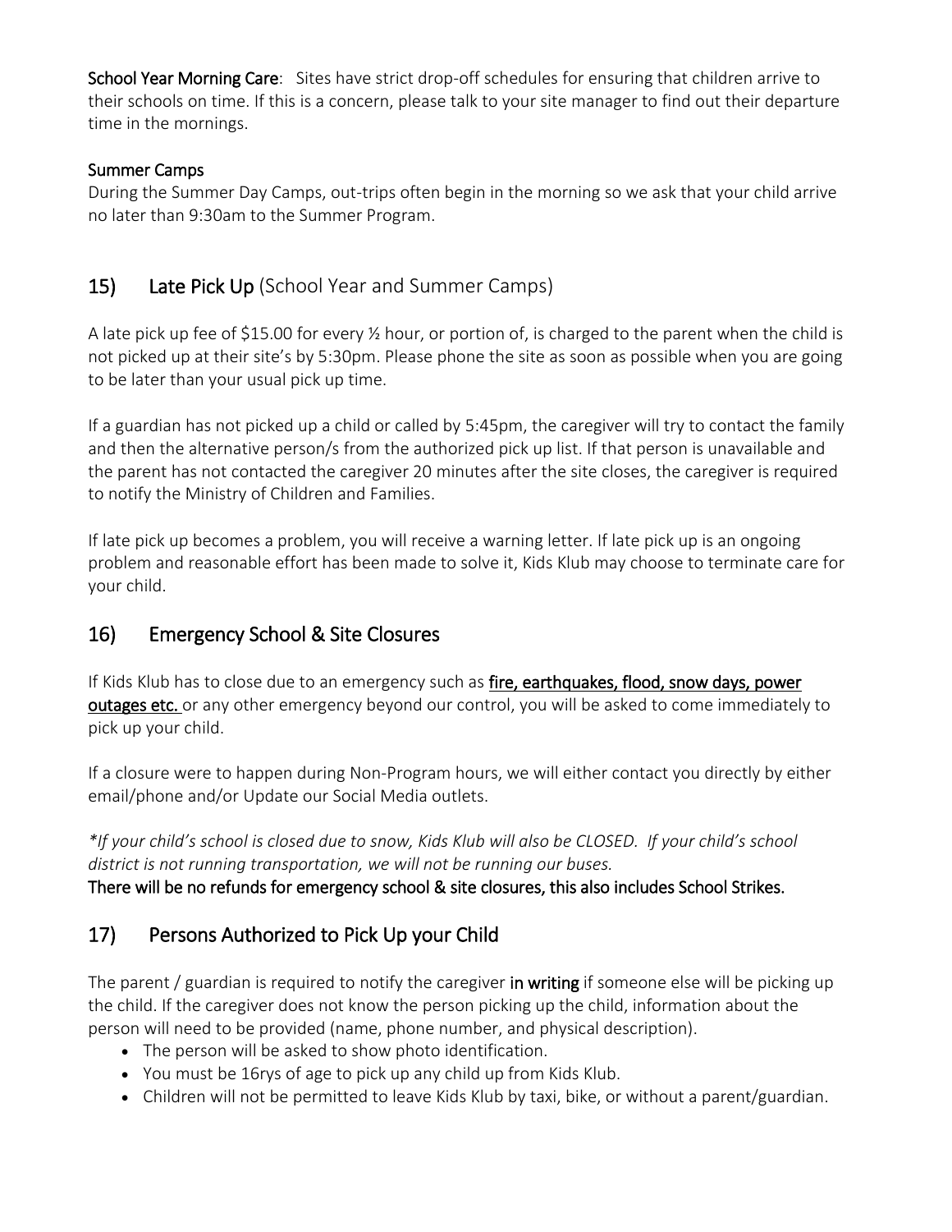**School Year Morning Care**: Sites have strict drop-off schedules for ensuring that children arrive to their schools on time. If this is a concern, please talk to your site manager to find out their departure time in the mornings.

**Summer Camps**

During the Summer Day Camps, out-trips often begin in the morning so we ask that your child arrive no later than 9:30am to the Summer Program.

## 15) Late Pick Up (School Year and Summer Camps)

A late pick up fee of $15.00 for every ½ hour, or portion of, is charged to the parent when the child is not picked up at their site's by 5:30pm. Please phone the site as soon as possible when you are going to be later than your usual pick up time.

If a guardian has not picked up a child or called by 5:45pm, the caregiver will try to contact the family and then the alternative person/s from the authorized pick up list. If that person is unavailable and the parent has not contacted the caregiver 20 minutes after the site closes, the caregiver is required to notify the Ministry of Children and Families.

If late pick up becomes a problem, you will receive a warning letter. If late pick up is an ongoing problem and reasonable effort has been made to solve it, Kids Klub may choose to terminate care for your child.

## 16) Emergency School & Site Closures

If Kids Klub has to close due to an emergency such as **fire, earthquakes, flood, snow days, power outages etc.** or any other emergency beyond our control, you will be asked to come immediately to pick up your child.

If a closure were to happen during Non-Program hours, we will either contact you directly by either email/phone and/or Update our Social Media outlets.

*\*If your child's school is closed due to snow, Kids Klub will also be CLOSED. If your child's school district is not running transportation, we will not be running our buses.*

**There will be no refunds for emergency school & site closures, this also includes School Strikes.**

## 17) Persons Authorized to Pick Up your Child

The parent / guardian is required to notify the caregiver **in writing** if someone else will be picking up the child. If the caregiver does not know the person picking up the child, information about the person will need to be provided (name, phone number, and physical description).

- The person will be asked to show photo identification.
- You must be 16rys of age to pick up any child up from Kids Klub.
- Children will not be permitted to leave Kids Klub by taxi, bike, or without a parent/guardian.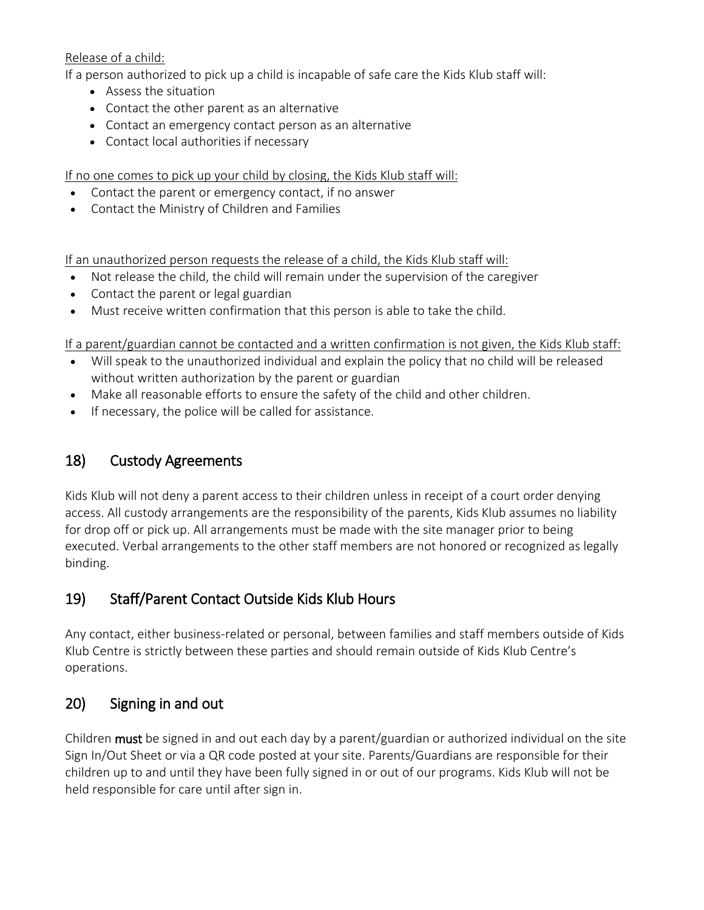Release of a child:

If a person authorized to pick up a child is incapable of safe care the Kids Klub staff will:

- Assess the situation
- Contact the other parent as an alternative
- Contact an emergency contact person as an alternative
- Contact local authorities if necessary

If no one comes to pick up your child by closing, the Kids Klub staff will:

- Contact the parent or emergency contact, if no answer
- Contact the Ministry of Children and Families

If an unauthorized person requests the release of a child, the Kids Klub staff will:

- Not release the child, the child will remain under the supervision of the caregiver
- Contact the parent or legal guardian
- Must receive written confirmation that this person is able to take the child.

If a parent/guardian cannot be contacted and a written confirmation is not given, the Kids Klub staff:

- Will speak to the unauthorized individual and explain the policy that no child will be released without written authorization by the parent or guardian
- Make all reasonable efforts to ensure the safety of the child and other children.
- If necessary, the police will be called for assistance.

## 18) Custody Agreements

Kids Klub will not deny a parent access to their children unless in receipt of a court order denying access. All custody arrangements are the responsibility of the parents, Kids Klub assumes no liability for drop off or pick up. All arrangements must be made with the site manager prior to being executed. Verbal arrangements to the other staff members are not honored or recognized as legally binding.

## 19) Staff/Parent Contact Outside Kids Klub Hours

Any contact, either business-related or personal, between families and staff members outside of Kids Klub Centre is strictly between these parties and should remain outside of Kids Klub Centre's operations.

## 20) Signing in and out

Children **must** be signed in and out each day by a parent/guardian or authorized individual on the site Sign In/Out Sheet or via a QR code posted at your site. Parents/Guardians are responsible for their children up to and until they have been fully signed in or out of our programs. Kids Klub will not be held responsible for care until after sign in.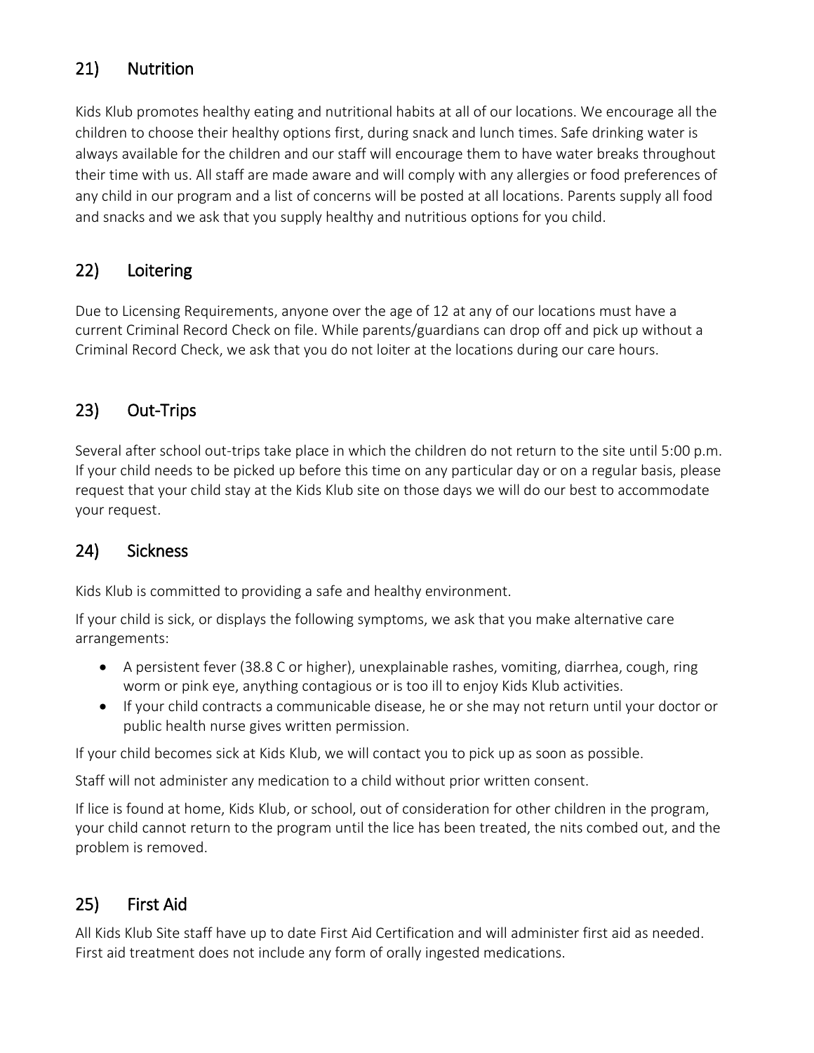## 21) Nutrition

Kids Klub promotes healthy eating and nutritional habits at all of our locations. We encourage all the children to choose their healthy options first, during snack and lunch times. Safe drinking water is always available for the children and our staff will encourage them to have water breaks throughout their time with us. All staff are made aware and will comply with any allergies or food preferences of any child in our program and a list of concerns will be posted at all locations. Parents supply all food and snacks and we ask that you supply healthy and nutritious options for you child.

## 22) Loitering

Due to Licensing Requirements, anyone over the age of 12 at any of our locations must have a current Criminal Record Check on file. While parents/guardians can drop off and pick up without a Criminal Record Check, we ask that you do not loiter at the locations during our care hours.

## 23) Out-Trips

Several after school out-trips take place in which the children do not return to the site until 5:00 p.m. If your child needs to be picked up before this time on any particular day or on a regular basis, please request that your child stay at the Kids Klub site on those days we will do our best to accommodate your request.

## 24) Sickness

Kids Klub is committed to providing a safe and healthy environment.

If your child is sick, or displays the following symptoms, we ask that you make alternative care arrangements:

- A persistent fever (38.8 C or higher), unexplainable rashes, vomiting, diarrhea, cough, ring worm or pink eye, anything contagious or is too ill to enjoy Kids Klub activities.
- If your child contracts a communicable disease, he or she may not return until your doctor or public health nurse gives written permission.

If your child becomes sick at Kids Klub, we will contact you to pick up as soon as possible.

Staff will not administer any medication to a child without prior written consent.

If lice is found at home, Kids Klub, or school, out of consideration for other children in the program, your child cannot return to the program until the lice has been treated, the nits combed out, and the problem is removed.

## 25) First Aid

All Kids Klub Site staff have up to date First Aid Certification and will administer first aid as needed. First aid treatment does not include any form of orally ingested medications.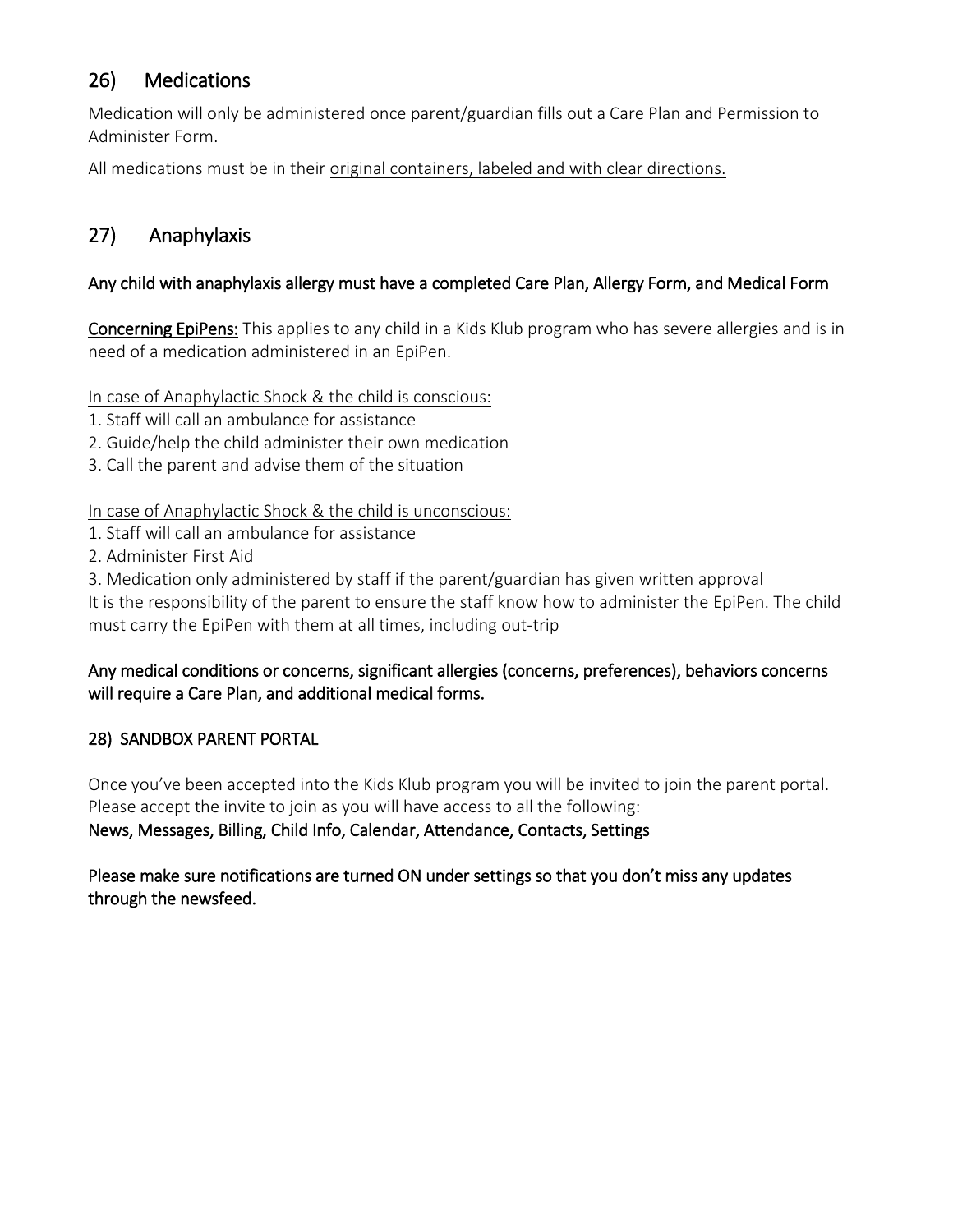## 26) Medications

Medication will only be administered once parent/guardian fills out a Care Plan and Permission to Administer Form.

All medications must be in their original containers, labeled and with clear directions.

## 27) Anaphylaxis

**Any child with anaphylaxis allergy must have a completed Care Plan, Allergy Form, and Medical Form**

**Concerning EpiPens:** This applies to any child in a Kids Klub program who has severe allergies and is in need of a medication administered in an EpiPen.

In case of Anaphylactic Shock & the child is conscious:

1. Staff will call an ambulance for assistance
2. Guide/help the child administer their own medication
3. Call the parent and advise them of the situation

In case of Anaphylactic Shock & the child is unconscious:

1. Staff will call an ambulance for assistance
2. Administer First Aid
3. Medication only administered by staff if the parent/guardian has given written approval

It is the responsibility of the parent to ensure the staff know how to administer the EpiPen. The child must carry the EpiPen with them at all times, including out-trip

**Any medical conditions or concerns, significant allergies (concerns, preferences), behaviors concerns will require a Care Plan, and additional medical forms.**

### 28) SANDBOX PARENT PORTAL

Once you've been accepted into the Kids Klub program you will be invited to join the parent portal. Please accept the invite to join as you will have access to all the following:
**News, Messages, Billing, Child Info, Calendar, Attendance, Contacts, Settings**

**Please make sure notifications are turned ON under settings so that you don't miss any updates through the newsfeed.**